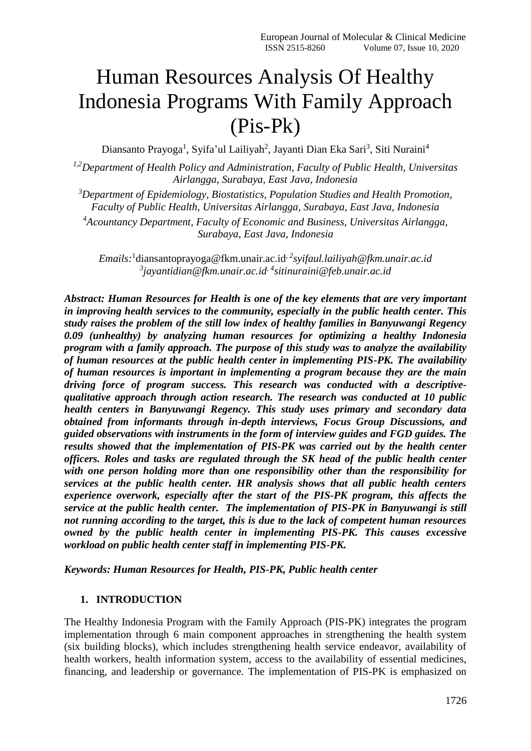# Human Resources Analysis Of Healthy Indonesia Programs With Family Approach (Pis-Pk)

Diansanto Prayoga[1], Syifa'ul Lailiyah[2], Jayanti Dian Eka Sari[3], Siti Nuraini[4]

*[1,2]Department of Health Policy and Administration, Faculty of Public Health, Universitas Airlangga, Surabaya, East Java, Indonesia*

*[3]Department of Epidemiology, Biostatistics, Population Studies and Health Promotion, Faculty of Public Health, Universitas Airlangga, Surabaya, East Java, Indonesia*

*[4]Acountancy Department, Faculty of Economic and Business, Universitas Airlangga, Surabaya, East Java, Indonesia*

*Emails:* [1]diansantoprayoga@fkm.unair.ac.id, [2]*syifaul.lailiyah@fkm.unair.ac.id* [3]*jayantidian@fkm.unair.ac.id*, [4]*sitinuraini@feb.unair.ac.id*

***Abstract: Human Resources for Health is one of the key elements that are very important in improving health services to the community, especially in the public health center. This study raises the problem of the still low index of healthy families in Banyuwangi Regency 0.09 (unhealthy) by analyzing human resources for optimizing a healthy Indonesia program with a family approach. The purpose of this study was to analyze the availability of human resources at the public health center in implementing PIS-PK. The availability of human resources is important in implementing a program because they are the main driving force of program success. This research was conducted with a descriptive-qualitative approach through action research. The research was conducted at 10 public health centers in Banyuwangi Regency. This study uses primary and secondary data obtained from informants through in-depth interviews, Focus Group Discussions, and guided observations with instruments in the form of interview guides and FGD guides. The results showed that the implementation of PIS-PK was carried out by the health center officers. Roles and tasks are regulated through the SK head of the public health center with one person holding more than one responsibility other than the responsibility for services at the public health center. HR analysis shows that all public health centers experience overwork, especially after the start of the PIS-PK program, this affects the service at the public health center. The implementation of PIS-PK in Banyuwangi is still not running according to the target, this is due to the lack of competent human resources owned by the public health center in implementing PIS-PK. This causes excessive workload on public health center staff in implementing PIS-PK.***

***Keywords: Human Resources for Health, PIS-PK, Public health center***

## 1. INTRODUCTION

The Healthy Indonesia Program with the Family Approach (PIS-PK) integrates the program implementation through 6 main component approaches in strengthening the health system (six building blocks), which includes strengthening health service endeavor, availability of health workers, health information system, access to the availability of essential medicines, financing, and leadership or governance. The implementation of PIS-PK is emphasized on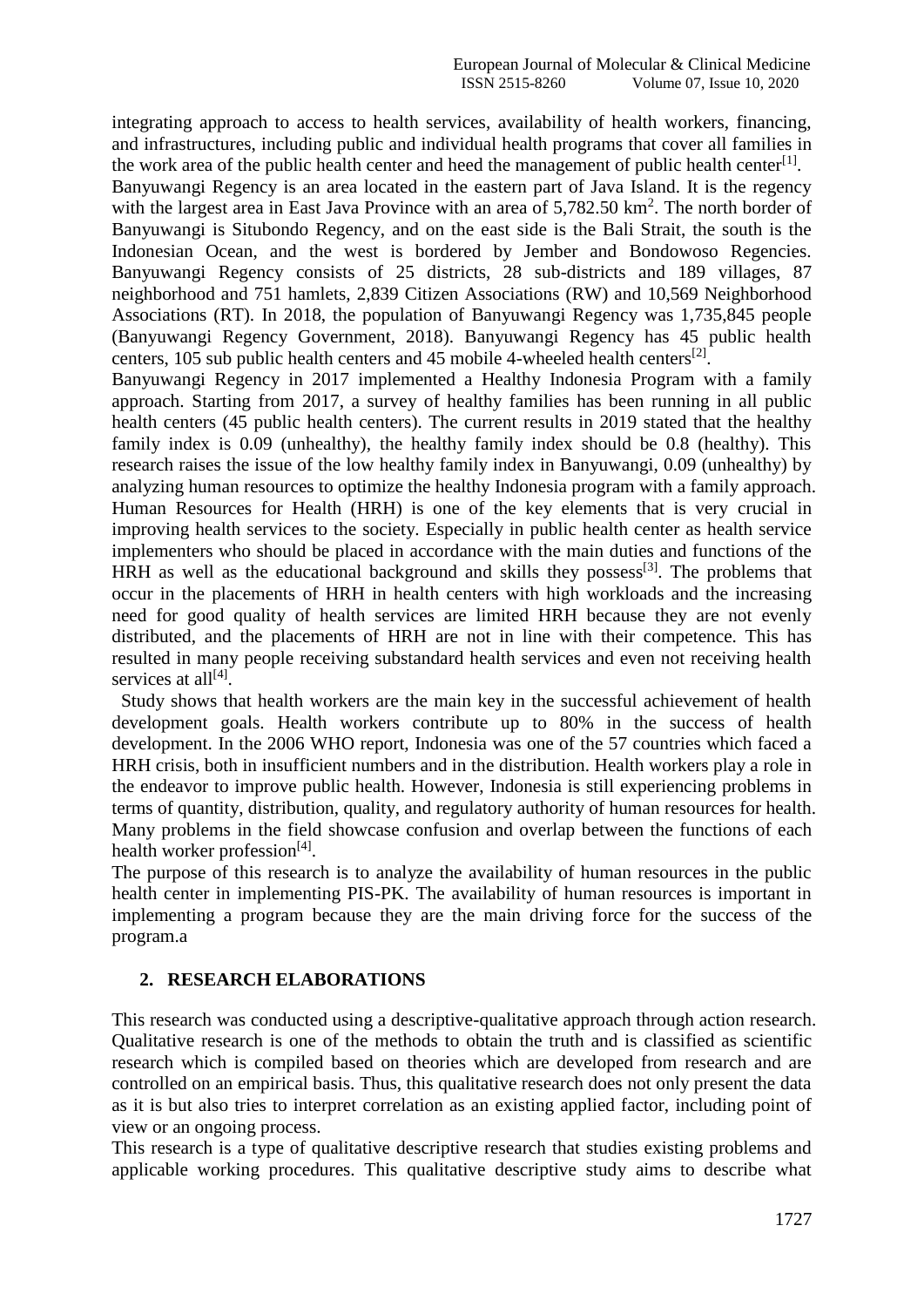integrating approach to access to health services, availability of health workers, financing, and infrastructures, including public and individual health programs that cover all families in the work area of the public health center and heed the management of public health center[1].

Banyuwangi Regency is an area located in the eastern part of Java Island. It is the regency with the largest area in East Java Province with an area of 5,782.50 km$^2$. The north border of Banyuwangi is Situbondo Regency, and on the east side is the Bali Strait, the south is the Indonesian Ocean, and the west is bordered by Jember and Bondowoso Regencies. Banyuwangi Regency consists of 25 districts, 28 sub-districts and 189 villages, 87 neighborhood and 751 hamlets, 2,839 Citizen Associations (RW) and 10,569 Neighborhood Associations (RT). In 2018, the population of Banyuwangi Regency was 1,735,845 people (Banyuwangi Regency Government, 2018). Banyuwangi Regency has 45 public health centers, 105 sub public health centers and 45 mobile 4-wheeled health centers[2].

Banyuwangi Regency in 2017 implemented a Healthy Indonesia Program with a family approach. Starting from 2017, a survey of healthy families has been running in all public health centers (45 public health centers). The current results in 2019 stated that the healthy family index is 0.09 (unhealthy), the healthy family index should be 0.8 (healthy). This research raises the issue of the low healthy family index in Banyuwangi, 0.09 (unhealthy) by analyzing human resources to optimize the healthy Indonesia program with a family approach. Human Resources for Health (HRH) is one of the key elements that is very crucial in improving health services to the society. Especially in public health center as health service implementers who should be placed in accordance with the main duties and functions of the HRH as well as the educational background and skills they possess[3]. The problems that occur in the placements of HRH in health centers with high workloads and the increasing need for good quality of health services are limited HRH because they are not evenly distributed, and the placements of HRH are not in line with their competence. This has resulted in many people receiving substandard health services and even not receiving health services at all[4].

Study shows that health workers are the main key in the successful achievement of health development goals. Health workers contribute up to 80% in the success of health development. In the 2006 WHO report, Indonesia was one of the 57 countries which faced a HRH crisis, both in insufficient numbers and in the distribution. Health workers play a role in the endeavor to improve public health. However, Indonesia is still experiencing problems in terms of quantity, distribution, quality, and regulatory authority of human resources for health. Many problems in the field showcase confusion and overlap between the functions of each health worker profession[4].

The purpose of this research is to analyze the availability of human resources in the public health center in implementing PIS-PK. The availability of human resources is important in implementing a program because they are the main driving force for the success of the program.a

## 2. RESEARCH ELABORATIONS

This research was conducted using a descriptive-qualitative approach through action research. Qualitative research is one of the methods to obtain the truth and is classified as scientific research which is compiled based on theories which are developed from research and are controlled on an empirical basis. Thus, this qualitative research does not only present the data as it is but also tries to interpret correlation as an existing applied factor, including point of view or an ongoing process.

This research is a type of qualitative descriptive research that studies existing problems and applicable working procedures. This qualitative descriptive study aims to describe what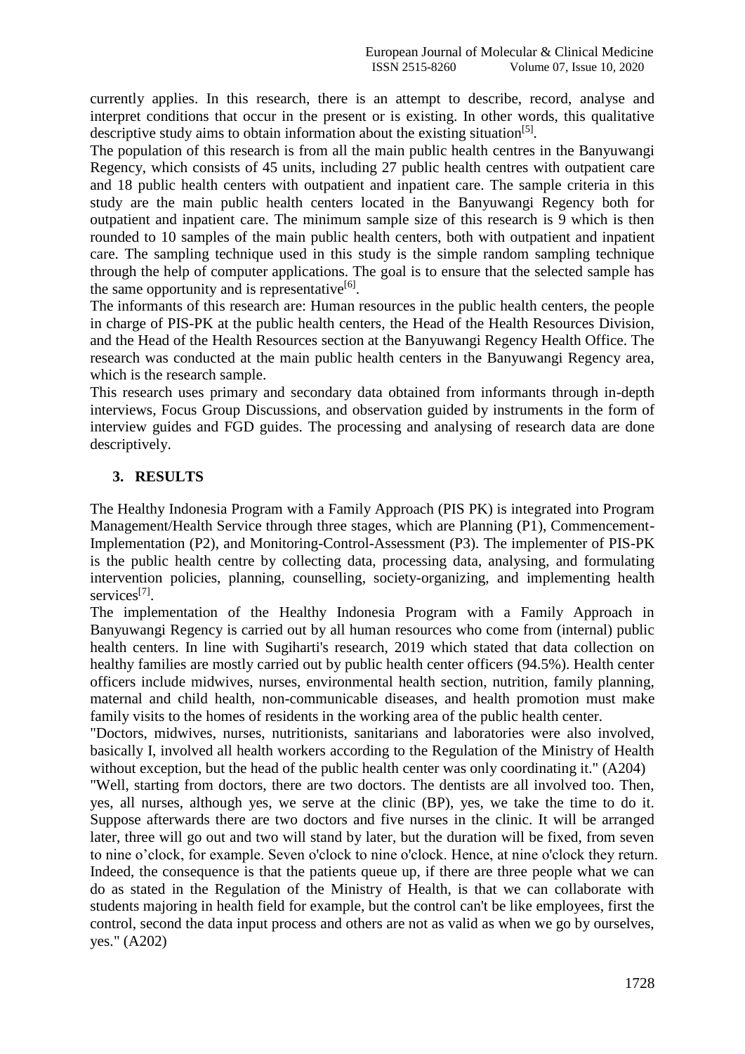currently applies. In this research, there is an attempt to describe, record, analyse and interpret conditions that occur in the present or is existing. In other words, this qualitative descriptive study aims to obtain information about the existing situation[5].

The population of this research is from all the main public health centres in the Banyuwangi Regency, which consists of 45 units, including 27 public health centres with outpatient care and 18 public health centers with outpatient and inpatient care. The sample criteria in this study are the main public health centers located in the Banyuwangi Regency both for outpatient and inpatient care. The minimum sample size of this research is 9 which is then rounded to 10 samples of the main public health centers, both with outpatient and inpatient care. The sampling technique used in this study is the simple random sampling technique through the help of computer applications. The goal is to ensure that the selected sample has the same opportunity and is representative[6].

The informants of this research are: Human resources in the public health centers, the people in charge of PIS-PK at the public health centers, the Head of the Health Resources Division, and the Head of the Health Resources section at the Banyuwangi Regency Health Office. The research was conducted at the main public health centers in the Banyuwangi Regency area, which is the research sample.

This research uses primary and secondary data obtained from informants through in-depth interviews, Focus Group Discussions, and observation guided by instruments in the form of interview guides and FGD guides. The processing and analysing of research data are done descriptively.

## 3. RESULTS

The Healthy Indonesia Program with a Family Approach (PIS PK) is integrated into Program Management/Health Service through three stages, which are Planning (P1), Commencement-Implementation (P2), and Monitoring-Control-Assessment (P3). The implementer of PIS-PK is the public health centre by collecting data, processing data, analysing, and formulating intervention policies, planning, counselling, society-organizing, and implementing health services[7].

The implementation of the Healthy Indonesia Program with a Family Approach in Banyuwangi Regency is carried out by all human resources who come from (internal) public health centers. In line with Sugiharti's research, 2019 which stated that data collection on healthy families are mostly carried out by public health center officers (94.5%). Health center officers include midwives, nurses, environmental health section, nutrition, family planning, maternal and child health, non-communicable diseases, and health promotion must make family visits to the homes of residents in the working area of the public health center.

"Doctors, midwives, nurses, nutritionists, sanitarians and laboratories were also involved, basically I, involved all health workers according to the Regulation of the Ministry of Health without exception, but the head of the public health center was only coordinating it." (A204)

"Well, starting from doctors, there are two doctors. The dentists are all involved too. Then, yes, all nurses, although yes, we serve at the clinic (BP), yes, we take the time to do it. Suppose afterwards there are two doctors and five nurses in the clinic. It will be arranged later, three will go out and two will stand by later, but the duration will be fixed, from seven to nine o'clock, for example. Seven o'clock to nine o'clock. Hence, at nine o'clock they return. Indeed, the consequence is that the patients queue up, if there are three people what we can do as stated in the Regulation of the Ministry of Health, is that we can collaborate with students majoring in health field for example, but the control can't be like employees, first the control, second the data input process and others are not as valid as when we go by ourselves, yes." (A202)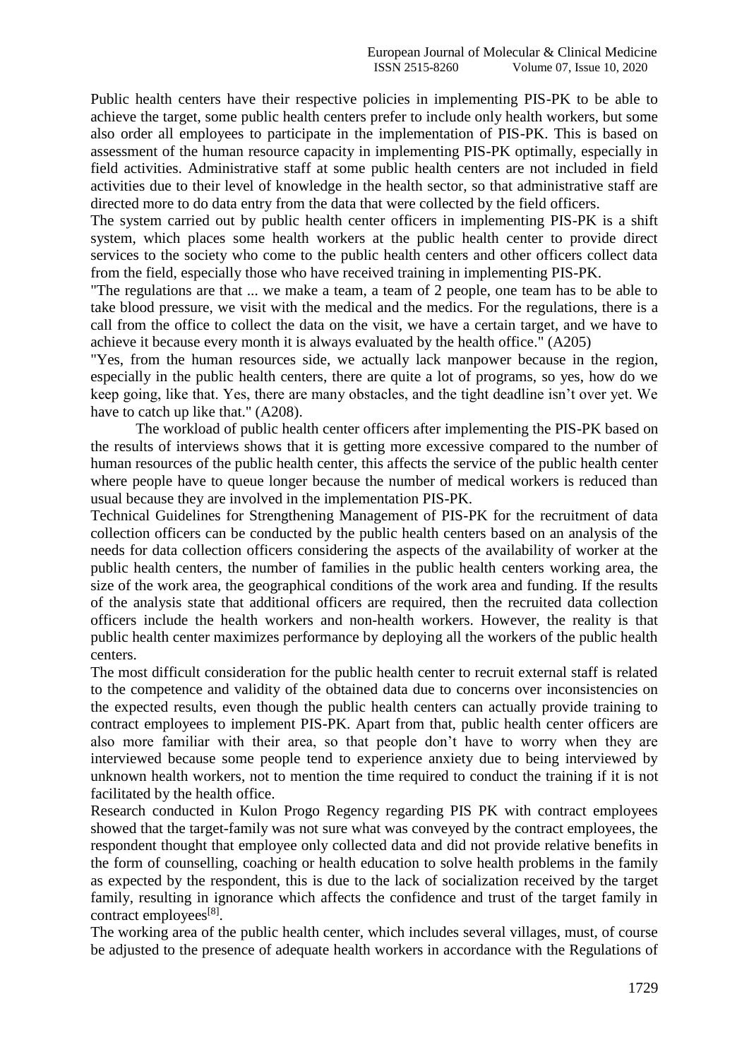Public health centers have their respective policies in implementing PIS-PK to be able to achieve the target, some public health centers prefer to include only health workers, but some also order all employees to participate in the implementation of PIS-PK. This is based on assessment of the human resource capacity in implementing PIS-PK optimally, especially in field activities. Administrative staff at some public health centers are not included in field activities due to their level of knowledge in the health sector, so that administrative staff are directed more to do data entry from the data that were collected by the field officers.

The system carried out by public health center officers in implementing PIS-PK is a shift system, which places some health workers at the public health center to provide direct services to the society who come to the public health centers and other officers collect data from the field, especially those who have received training in implementing PIS-PK.

"The regulations are that ... we make a team, a team of 2 people, one team has to be able to take blood pressure, we visit with the medical and the medics. For the regulations, there is a call from the office to collect the data on the visit, we have a certain target, and we have to achieve it because every month it is always evaluated by the health office." (A205)

"Yes, from the human resources side, we actually lack manpower because in the region, especially in the public health centers, there are quite a lot of programs, so yes, how do we keep going, like that. Yes, there are many obstacles, and the tight deadline isn't over yet. We have to catch up like that." (A208).

The workload of public health center officers after implementing the PIS-PK based on the results of interviews shows that it is getting more excessive compared to the number of human resources of the public health center, this affects the service of the public health center where people have to queue longer because the number of medical workers is reduced than usual because they are involved in the implementation PIS-PK.

Technical Guidelines for Strengthening Management of PIS-PK for the recruitment of data collection officers can be conducted by the public health centers based on an analysis of the needs for data collection officers considering the aspects of the availability of worker at the public health centers, the number of families in the public health centers working area, the size of the work area, the geographical conditions of the work area and funding. If the results of the analysis state that additional officers are required, then the recruited data collection officers include the health workers and non-health workers. However, the reality is that public health center maximizes performance by deploying all the workers of the public health centers.

The most difficult consideration for the public health center to recruit external staff is related to the competence and validity of the obtained data due to concerns over inconsistencies on the expected results, even though the public health centers can actually provide training to contract employees to implement PIS-PK. Apart from that, public health center officers are also more familiar with their area, so that people don't have to worry when they are interviewed because some people tend to experience anxiety due to being interviewed by unknown health workers, not to mention the time required to conduct the training if it is not facilitated by the health office.

Research conducted in Kulon Progo Regency regarding PIS PK with contract employees showed that the target-family was not sure what was conveyed by the contract employees, the respondent thought that employee only collected data and did not provide relative benefits in the form of counselling, coaching or health education to solve health problems in the family as expected by the respondent, this is due to the lack of socialization received by the target family, resulting in ignorance which affects the confidence and trust of the target family in contract employees[8].

The working area of the public health center, which includes several villages, must, of course be adjusted to the presence of adequate health workers in accordance with the Regulations of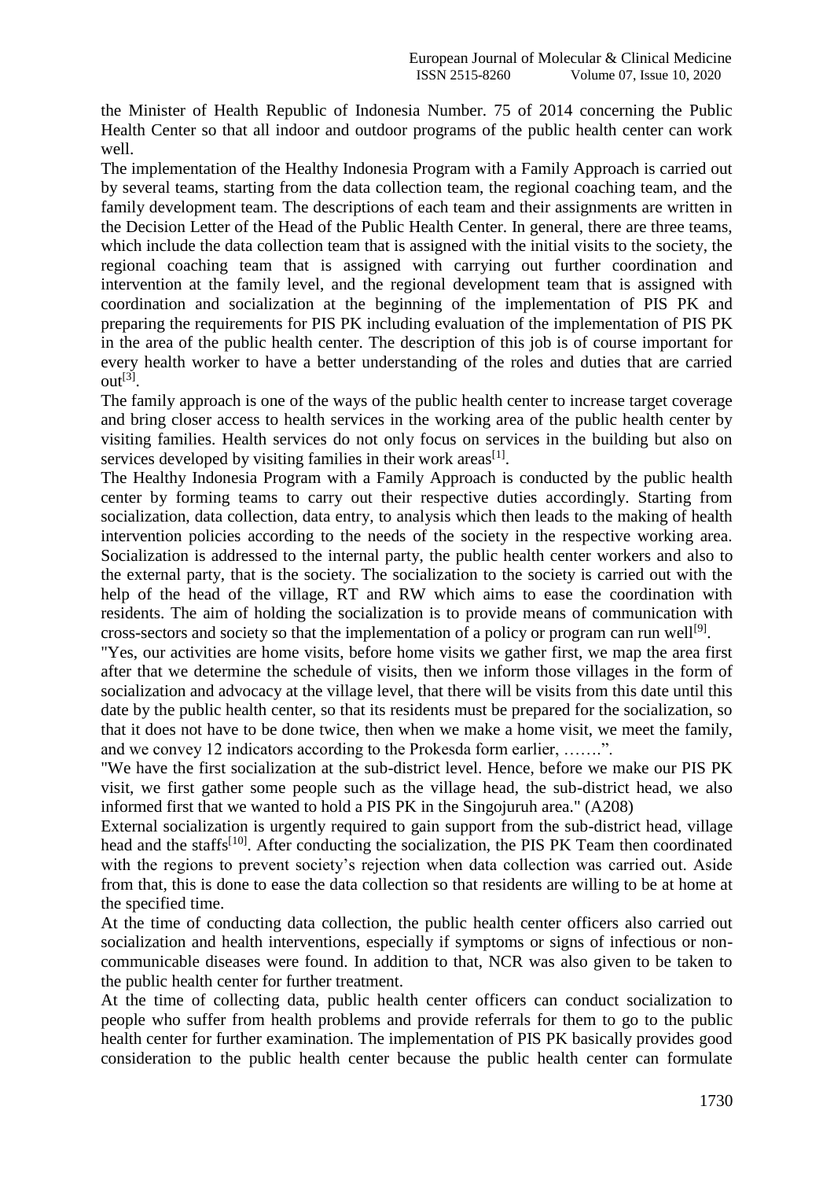the Minister of Health Republic of Indonesia Number. 75 of 2014 concerning the Public Health Center so that all indoor and outdoor programs of the public health center can work well.

The implementation of the Healthy Indonesia Program with a Family Approach is carried out by several teams, starting from the data collection team, the regional coaching team, and the family development team. The descriptions of each team and their assignments are written in the Decision Letter of the Head of the Public Health Center. In general, there are three teams, which include the data collection team that is assigned with the initial visits to the society, the regional coaching team that is assigned with carrying out further coordination and intervention at the family level, and the regional development team that is assigned with coordination and socialization at the beginning of the implementation of PIS PK and preparing the requirements for PIS PK including evaluation of the implementation of PIS PK in the area of the public health center. The description of this job is of course important for every health worker to have a better understanding of the roles and duties that are carried out[3].

The family approach is one of the ways of the public health center to increase target coverage and bring closer access to health services in the working area of the public health center by visiting families. Health services do not only focus on services in the building but also on services developed by visiting families in their work areas[1].

The Healthy Indonesia Program with a Family Approach is conducted by the public health center by forming teams to carry out their respective duties accordingly. Starting from socialization, data collection, data entry, to analysis which then leads to the making of health intervention policies according to the needs of the society in the respective working area. Socialization is addressed to the internal party, the public health center workers and also to the external party, that is the society. The socialization to the society is carried out with the help of the head of the village, RT and RW which aims to ease the coordination with residents. The aim of holding the socialization is to provide means of communication with cross-sectors and society so that the implementation of a policy or program can run well[9].

"Yes, our activities are home visits, before home visits we gather first, we map the area first after that we determine the schedule of visits, then we inform those villages in the form of socialization and advocacy at the village level, that there will be visits from this date until this date by the public health center, so that its residents must be prepared for the socialization, so that it does not have to be done twice, then when we make a home visit, we meet the family, and we convey 12 indicators according to the Prokesda form earlier, …….".

"We have the first socialization at the sub-district level. Hence, before we make our PIS PK visit, we first gather some people such as the village head, the sub-district head, we also informed first that we wanted to hold a PIS PK in the Singojuruh area." (A208)

External socialization is urgently required to gain support from the sub-district head, village head and the staffs[10]. After conducting the socialization, the PIS PK Team then coordinated with the regions to prevent society's rejection when data collection was carried out. Aside from that, this is done to ease the data collection so that residents are willing to be at home at the specified time.

At the time of conducting data collection, the public health center officers also carried out socialization and health interventions, especially if symptoms or signs of infectious or non-communicable diseases were found. In addition to that, NCR was also given to be taken to the public health center for further treatment.

At the time of collecting data, public health center officers can conduct socialization to people who suffer from health problems and provide referrals for them to go to the public health center for further examination. The implementation of PIS PK basically provides good consideration to the public health center because the public health center can formulate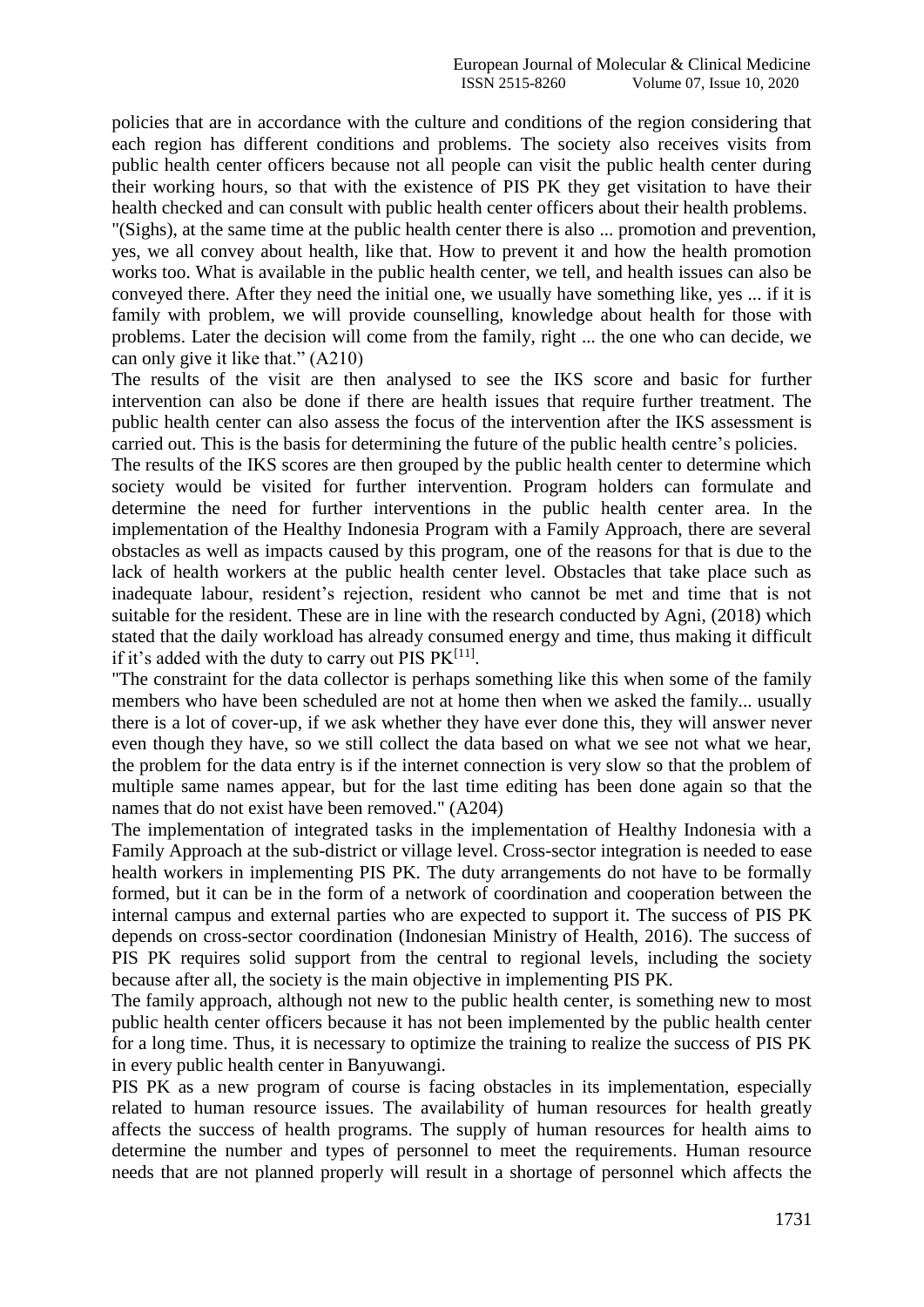policies that are in accordance with the culture and conditions of the region considering that each region has different conditions and problems. The society also receives visits from public health center officers because not all people can visit the public health center during their working hours, so that with the existence of PIS PK they get visitation to have their health checked and can consult with public health center officers about their health problems.

"(Sighs), at the same time at the public health center there is also ... promotion and prevention, yes, we all convey about health, like that. How to prevent it and how the health promotion works too. What is available in the public health center, we tell, and health issues can also be conveyed there. After they need the initial one, we usually have something like, yes ... if it is family with problem, we will provide counselling, knowledge about health for those with problems. Later the decision will come from the family, right ... the one who can decide, we can only give it like that." (A210)

The results of the visit are then analysed to see the IKS score and basic for further intervention can also be done if there are health issues that require further treatment. The public health center can also assess the focus of the intervention after the IKS assessment is carried out. This is the basis for determining the future of the public health centre's policies.

The results of the IKS scores are then grouped by the public health center to determine which society would be visited for further intervention. Program holders can formulate and determine the need for further interventions in the public health center area. In the implementation of the Healthy Indonesia Program with a Family Approach, there are several obstacles as well as impacts caused by this program, one of the reasons for that is due to the lack of health workers at the public health center level. Obstacles that take place such as inadequate labour, resident's rejection, resident who cannot be met and time that is not suitable for the resident. These are in line with the research conducted by Agni, (2018) which stated that the daily workload has already consumed energy and time, thus making it difficult if it's added with the duty to carry out PIS PK[11].

"The constraint for the data collector is perhaps something like this when some of the family members who have been scheduled are not at home then when we asked the family... usually there is a lot of cover-up, if we ask whether they have ever done this, they will answer never even though they have, so we still collect the data based on what we see not what we hear, the problem for the data entry is if the internet connection is very slow so that the problem of multiple same names appear, but for the last time editing has been done again so that the names that do not exist have been removed." (A204)

The implementation of integrated tasks in the implementation of Healthy Indonesia with a Family Approach at the sub-district or village level. Cross-sector integration is needed to ease health workers in implementing PIS PK. The duty arrangements do not have to be formally formed, but it can be in the form of a network of coordination and cooperation between the internal campus and external parties who are expected to support it. The success of PIS PK depends on cross-sector coordination (Indonesian Ministry of Health, 2016). The success of PIS PK requires solid support from the central to regional levels, including the society because after all, the society is the main objective in implementing PIS PK.

The family approach, although not new to the public health center, is something new to most public health center officers because it has not been implemented by the public health center for a long time. Thus, it is necessary to optimize the training to realize the success of PIS PK in every public health center in Banyuwangi.

PIS PK as a new program of course is facing obstacles in its implementation, especially related to human resource issues. The availability of human resources for health greatly affects the success of health programs. The supply of human resources for health aims to determine the number and types of personnel to meet the requirements. Human resource needs that are not planned properly will result in a shortage of personnel which affects the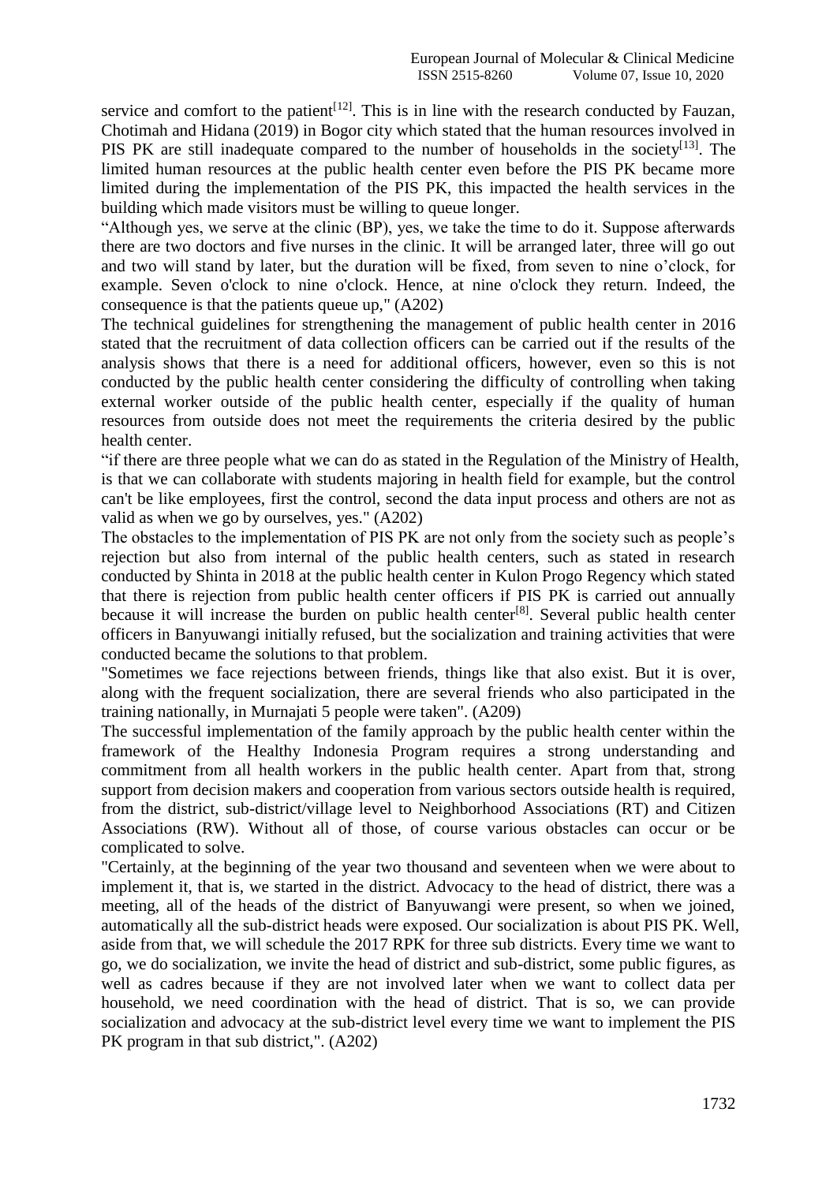service and comfort to the patient[12]. This is in line with the research conducted by Fauzan, Chotimah and Hidana (2019) in Bogor city which stated that the human resources involved in PIS PK are still inadequate compared to the number of households in the society[13]. The limited human resources at the public health center even before the PIS PK became more limited during the implementation of the PIS PK, this impacted the health services in the building which made visitors must be willing to queue longer.

"Although yes, we serve at the clinic (BP), yes, we take the time to do it. Suppose afterwards there are two doctors and five nurses in the clinic. It will be arranged later, three will go out and two will stand by later, but the duration will be fixed, from seven to nine o'clock, for example. Seven o'clock to nine o'clock. Hence, at nine o'clock they return. Indeed, the consequence is that the patients queue up," (A202)

The technical guidelines for strengthening the management of public health center in 2016 stated that the recruitment of data collection officers can be carried out if the results of the analysis shows that there is a need for additional officers, however, even so this is not conducted by the public health center considering the difficulty of controlling when taking external worker outside of the public health center, especially if the quality of human resources from outside does not meet the requirements the criteria desired by the public health center.

"if there are three people what we can do as stated in the Regulation of the Ministry of Health, is that we can collaborate with students majoring in health field for example, but the control can't be like employees, first the control, second the data input process and others are not as valid as when we go by ourselves, yes." (A202)

The obstacles to the implementation of PIS PK are not only from the society such as people's rejection but also from internal of the public health centers, such as stated in research conducted by Shinta in 2018 at the public health center in Kulon Progo Regency which stated that there is rejection from public health center officers if PIS PK is carried out annually because it will increase the burden on public health center[8]. Several public health center officers in Banyuwangi initially refused, but the socialization and training activities that were conducted became the solutions to that problem.

"Sometimes we face rejections between friends, things like that also exist. But it is over, along with the frequent socialization, there are several friends who also participated in the training nationally, in Murnajati 5 people were taken". (A209)

The successful implementation of the family approach by the public health center within the framework of the Healthy Indonesia Program requires a strong understanding and commitment from all health workers in the public health center. Apart from that, strong support from decision makers and cooperation from various sectors outside health is required, from the district, sub-district/village level to Neighborhood Associations (RT) and Citizen Associations (RW). Without all of those, of course various obstacles can occur or be complicated to solve.

"Certainly, at the beginning of the year two thousand and seventeen when we were about to implement it, that is, we started in the district. Advocacy to the head of district, there was a meeting, all of the heads of the district of Banyuwangi were present, so when we joined, automatically all the sub-district heads were exposed. Our socialization is about PIS PK. Well, aside from that, we will schedule the 2017 RPK for three sub districts. Every time we want to go, we do socialization, we invite the head of district and sub-district, some public figures, as well as cadres because if they are not involved later when we want to collect data per household, we need coordination with the head of district. That is so, we can provide socialization and advocacy at the sub-district level every time we want to implement the PIS PK program in that sub district,". (A202)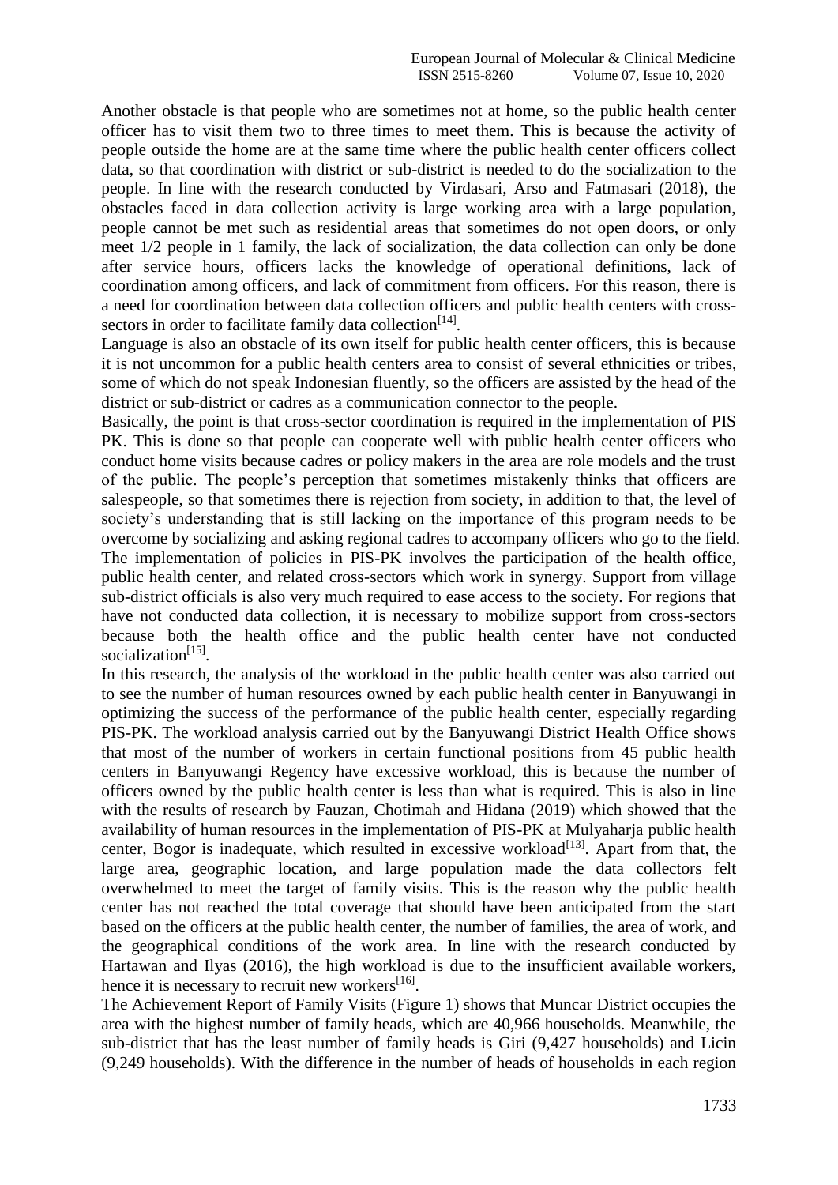Another obstacle is that people who are sometimes not at home, so the public health center officer has to visit them two to three times to meet them. This is because the activity of people outside the home are at the same time where the public health center officers collect data, so that coordination with district or sub-district is needed to do the socialization to the people. In line with the research conducted by Virdasari, Arso and Fatmasari (2018), the obstacles faced in data collection activity is large working area with a large population, people cannot be met such as residential areas that sometimes do not open doors, or only meet 1/2 people in 1 family, the lack of socialization, the data collection can only be done after service hours, officers lacks the knowledge of operational definitions, lack of coordination among officers, and lack of commitment from officers. For this reason, there is a need for coordination between data collection officers and public health centers with cross-sectors in order to facilitate family data collection[14].

Language is also an obstacle of its own itself for public health center officers, this is because it is not uncommon for a public health centers area to consist of several ethnicities or tribes, some of which do not speak Indonesian fluently, so the officers are assisted by the head of the district or sub-district or cadres as a communication connector to the people.

Basically, the point is that cross-sector coordination is required in the implementation of PIS PK. This is done so that people can cooperate well with public health center officers who conduct home visits because cadres or policy makers in the area are role models and the trust of the public. The people's perception that sometimes mistakenly thinks that officers are salespeople, so that sometimes there is rejection from society, in addition to that, the level of society's understanding that is still lacking on the importance of this program needs to be overcome by socializing and asking regional cadres to accompany officers who go to the field. The implementation of policies in PIS-PK involves the participation of the health office, public health center, and related cross-sectors which work in synergy. Support from village sub-district officials is also very much required to ease access to the society. For regions that have not conducted data collection, it is necessary to mobilize support from cross-sectors because both the health office and the public health center have not conducted socialization[15].

In this research, the analysis of the workload in the public health center was also carried out to see the number of human resources owned by each public health center in Banyuwangi in optimizing the success of the performance of the public health center, especially regarding PIS-PK. The workload analysis carried out by the Banyuwangi District Health Office shows that most of the number of workers in certain functional positions from 45 public health centers in Banyuwangi Regency have excessive workload, this is because the number of officers owned by the public health center is less than what is required. This is also in line with the results of research by Fauzan, Chotimah and Hidana (2019) which showed that the availability of human resources in the implementation of PIS-PK at Mulyaharja public health center, Bogor is inadequate, which resulted in excessive workload[13]. Apart from that, the large area, geographic location, and large population made the data collectors felt overwhelmed to meet the target of family visits. This is the reason why the public health center has not reached the total coverage that should have been anticipated from the start based on the officers at the public health center, the number of families, the area of work, and the geographical conditions of the work area. In line with the research conducted by Hartawan and Ilyas (2016), the high workload is due to the insufficient available workers, hence it is necessary to recruit new workers[16].

The Achievement Report of Family Visits (Figure 1) shows that Muncar District occupies the area with the highest number of family heads, which are 40,966 households. Meanwhile, the sub-district that has the least number of family heads is Giri (9,427 households) and Licin (9,249 households). With the difference in the number of heads of households in each region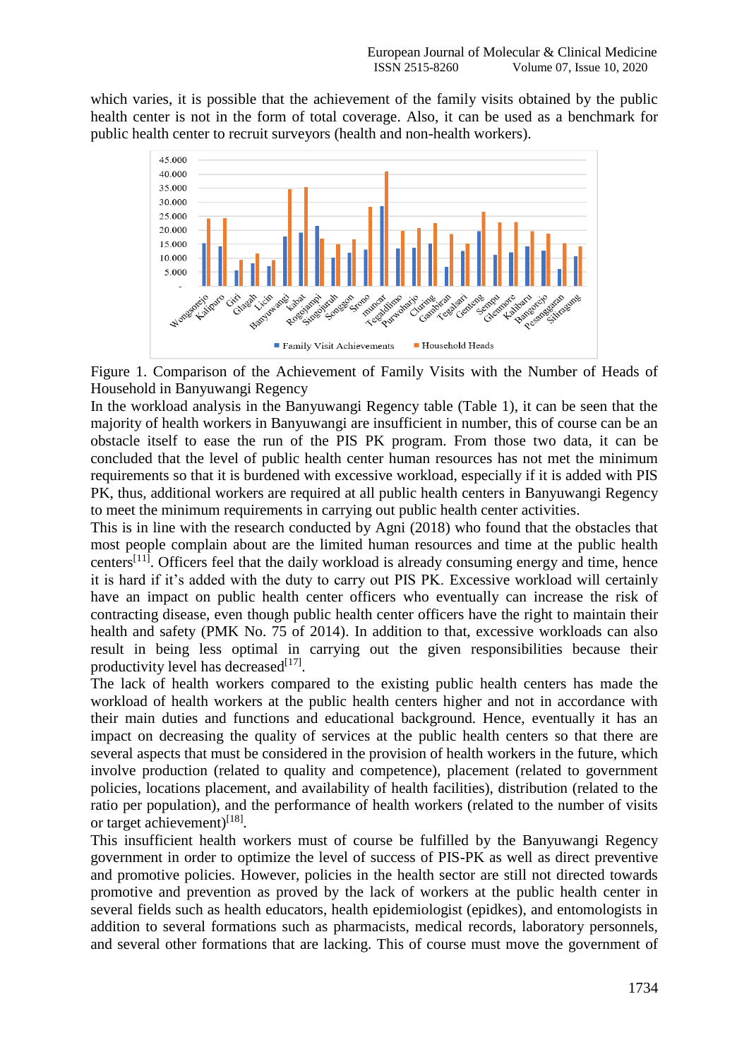which varies, it is possible that the achievement of the family visits obtained by the public health center is not in the form of total coverage. Also, it can be used as a benchmark for public health center to recruit surveyors (health and non-health workers).

Figure 1. Comparison of the Achievement of Family Visits with the Number of Heads of Household in Banyuwangi Regency

In the workload analysis in the Banyuwangi Regency table (Table 1), it can be seen that the majority of health workers in Banyuwangi are insufficient in number, this of course can be an obstacle itself to ease the run of the PIS PK program. From those two data, it can be concluded that the level of public health center human resources has not met the minimum requirements so that it is burdened with excessive workload, especially if it is added with PIS PK, thus, additional workers are required at all public health centers in Banyuwangi Regency to meet the minimum requirements in carrying out public health center activities.

This is in line with the research conducted by Agni (2018) who found that the obstacles that most people complain about are the limited human resources and time at the public health centers[11]. Officers feel that the daily workload is already consuming energy and time, hence it is hard if it's added with the duty to carry out PIS PK. Excessive workload will certainly have an impact on public health center officers who eventually can increase the risk of contracting disease, even though public health center officers have the right to maintain their health and safety (PMK No. 75 of 2014). In addition to that, excessive workloads can also result in being less optimal in carrying out the given responsibilities because their productivity level has decreased[17].

The lack of health workers compared to the existing public health centers has made the workload of health workers at the public health centers higher and not in accordance with their main duties and functions and educational background. Hence, eventually it has an impact on decreasing the quality of services at the public health centers so that there are several aspects that must be considered in the provision of health workers in the future, which involve production (related to quality and competence), placement (related to government policies, locations placement, and availability of health facilities), distribution (related to the ratio per population), and the performance of health workers (related to the number of visits or target achievement)[18].

This insufficient health workers must of course be fulfilled by the Banyuwangi Regency government in order to optimize the level of success of PIS-PK as well as direct preventive and promotive policies. However, policies in the health sector are still not directed towards promotive and prevention as proved by the lack of workers at the public health center in several fields such as health educators, health epidemiologist (epidkes), and entomologists in addition to several formations such as pharmacists, medical records, laboratory personnels, and several other formations that are lacking. This of course must move the government of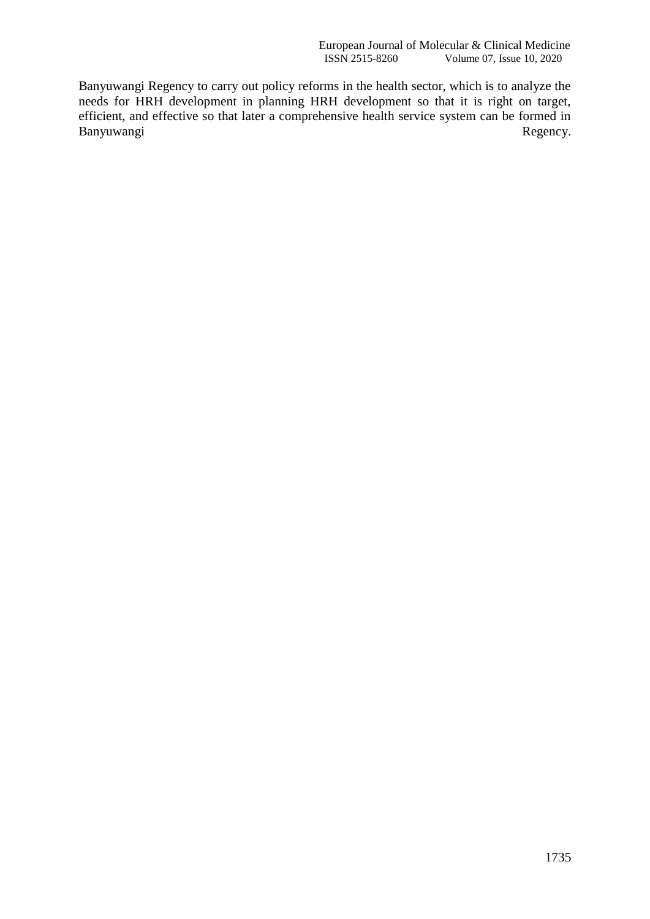Banyuwangi Regency to carry out policy reforms in the health sector, which is to analyze the needs for HRH development in planning HRH development so that it is right on target, efficient, and effective so that later a comprehensive health service system can be formed in Banyuwangi Regency.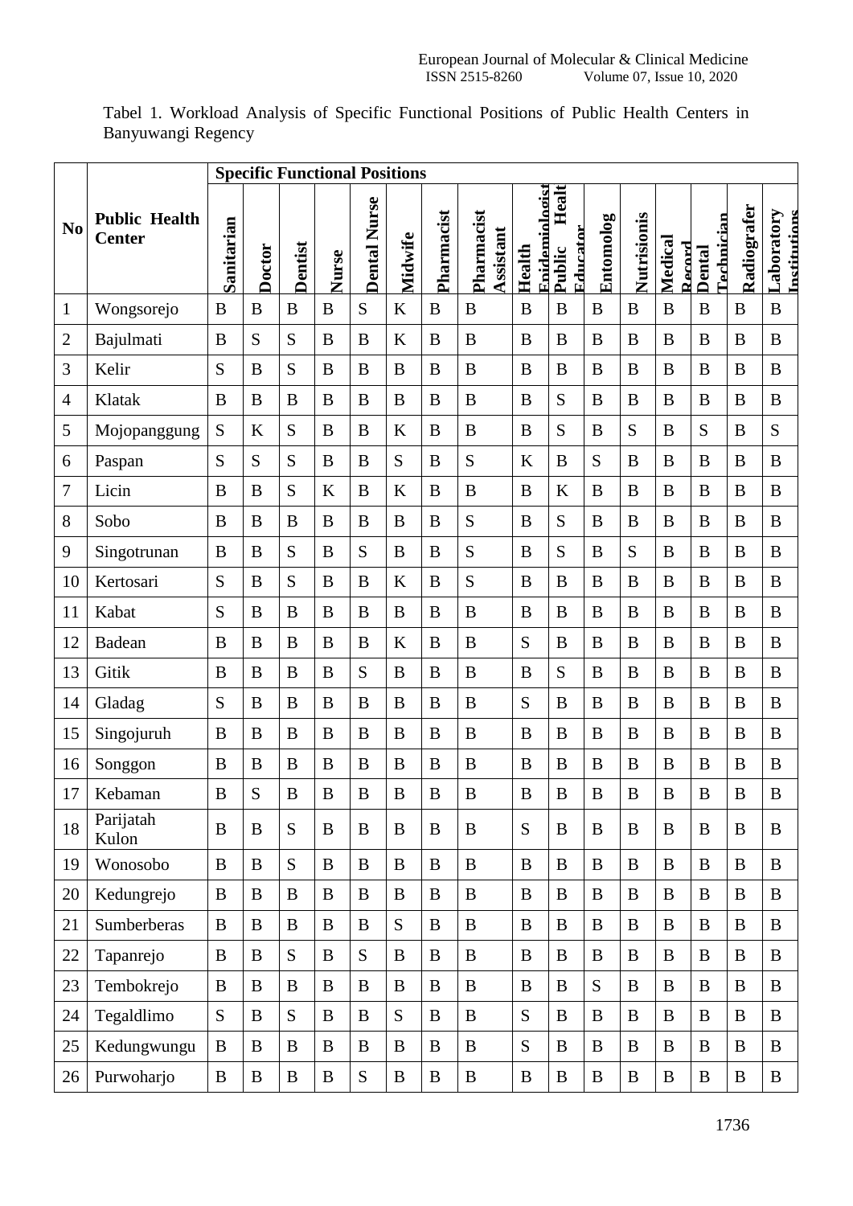Tabel 1. Workload Analysis of Specific Functional Positions of Public Health Centers in Banyuwangi Regency

| No | Public Health Center | Specific Functional Positions | | | | | | | | | | | | | | | |
|---|---|---|---|---|---|---|---|---|---|---|---|---|---|---|---|---|---|
| | | Sanitarian | Doctor | Dentist | Nurse | Dental Nurse | Midwife | Pharmacist | Pharmacist Assistant | Health Epidemiologist | Public Health Educator | Entomolog | Nutrisionis | Medical Record | Dental Technician | Radiografer | Laboratory Institutions |
| 1 | Wongsorejo | B | B | B | B | S | K | B | B | B | B | B | B | B | B | B | B |
| 2 | Bajulmati | B | S | S | B | B | K | B | B | B | B | B | B | B | B | B | B |
| 3 | Kelir | S | B | S | B | B | B | B | B | B | B | B | B | B | B | B | B |
| 4 | Klatak | B | B | B | B | B | B | B | B | B | S | B | B | B | B | B | B |
| 5 | Mojopanggung | S | K | S | B | B | K | B | B | B | S | B | S | B | S | B | S |
| 6 | Paspan | S | S | S | B | B | S | B | S | K | B | S | B | B | B | B | B |
| 7 | Licin | B | B | S | K | B | K | B | B | B | K | B | B | B | B | B | B |
| 8 | Sobo | B | B | B | B | B | B | B | S | B | S | B | B | B | B | B | B |
| 9 | Singotrunan | B | B | S | B | S | B | B | S | B | S | B | S | B | B | B | B |
| 10 | Kertosari | S | B | S | B | B | K | B | S | B | B | B | B | B | B | B | B |
| 11 | Kabat | S | B | B | B | B | B | B | B | B | B | B | B | B | B | B | B |
| 12 | Badean | B | B | B | B | B | K | B | B | S | B | B | B | B | B | B | B |
| 13 | Gitik | B | B | B | B | S | B | B | B | B | S | B | B | B | B | B | B |
| 14 | Gladag | S | B | B | B | B | B | B | B | S | B | B | B | B | B | B | B |
| 15 | Singojuruh | B | B | B | B | B | B | B | B | B | B | B | B | B | B | B | B |
| 16 | Songgon | B | B | B | B | B | B | B | B | B | B | B | B | B | B | B | B |
| 17 | Kebaman | B | S | B | B | B | B | B | B | B | B | B | B | B | B | B | B |
| 18 | Parijatah Kulon | B | B | S | B | B | B | B | B | S | B | B | B | B | B | B | B |
| 19 | Wonosobo | B | B | S | B | B | B | B | B | B | B | B | B | B | B | B | B |
| 20 | Kedungrejo | B | B | B | B | B | B | B | B | B | B | B | B | B | B | B | B |
| 21 | Sumberberas | B | B | B | B | B | S | B | B | B | B | B | B | B | B | B | B |
| 22 | Tapanrejo | B | B | S | B | S | B | B | B | B | B | B | B | B | B | B | B |
| 23 | Tembokrejo | B | B | B | B | B | B | B | B | B | B | S | B | B | B | B | B |
| 24 | Tegaldlimo | S | B | S | B | B | S | B | B | S | B | B | B | B | B | B | B |
| 25 | Kedungwungu | B | B | B | B | B | B | B | B | S | B | B | B | B | B | B | B |
| 26 | Purwoharjo | B | B | B | B | S | B | B | B | B | B | B | B | B | B | B | B |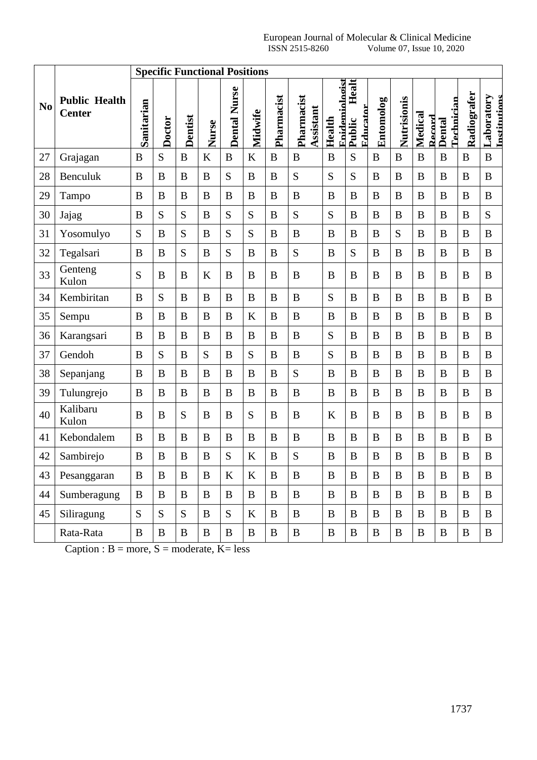| No | Public Health Center | Specific Functional Positions | | | | | | | | | | | | | | | |
|---|---|---|---|---|---|---|---|---|---|---|---|---|---|---|---|---|---|
| | | Sanitarian | Doctor | Dentist | Nurse | Dental Nurse | Midwife | Pharmacist | Pharmacist Assistant | Health Epidemiologist | Public Health Educator | Entomolog | Nutrisionis | Medical Record | Dental Technician | Radiografer | Laboratory Institutions |
| 27 | Grajagan | B | S | B | K | B | K | B | B | B | S | B | B | B | B | B | B |
| 28 | Benculuk | B | B | B | B | S | B | B | S | S | S | B | B | B | B | B | B |
| 29 | Tampo | B | B | B | B | B | B | B | B | B | B | B | B | B | B | B | B |
| 30 | Jajag | B | S | S | B | S | S | B | S | S | B | B | B | B | B | B | S |
| 31 | Yosomulyo | S | B | S | B | S | S | B | B | B | B | B | S | B | B | B | B |
| 32 | Tegalsari | B | B | S | B | S | B | B | S | B | S | B | B | B | B | B | B |
| 33 | Genteng Kulon | S | B | B | K | B | B | B | B | B | B | B | B | B | B | B | B |
| 34 | Kembiritan | B | S | B | B | B | B | B | B | S | B | B | B | B | B | B | B |
| 35 | Sempu | B | B | B | B | B | K | B | B | B | B | B | B | B | B | B | B |
| 36 | Karangsari | B | B | B | B | B | B | B | B | S | B | B | B | B | B | B | B |
| 37 | Gendoh | B | S | B | S | B | S | B | B | S | B | B | B | B | B | B | B |
| 38 | Sepanjang | B | B | B | B | B | B | B | S | B | B | B | B | B | B | B | B |
| 39 | Tulungrejo | B | B | B | B | B | B | B | B | B | B | B | B | B | B | B | B |
| 40 | Kalibaru Kulon | B | B | S | B | B | S | B | B | K | B | B | B | B | B | B | B |
| 41 | Kebondalem | B | B | B | B | B | B | B | B | B | B | B | B | B | B | B | B |
| 42 | Sambirejo | B | B | B | B | S | K | B | S | B | B | B | B | B | B | B | B |
| 43 | Pesanggaran | B | B | B | B | K | K | B | B | B | B | B | B | B | B | B | B |
| 44 | Sumberagung | B | B | B | B | B | B | B | B | B | B | B | B | B | B | B | B |
| 45 | Siliragung | S | S | S | B | S | K | B | B | B | B | B | B | B | B | B | B |
| | Rata-Rata | B | B | B | B | B | B | B | B | B | B | B | B | B | B | B | B |

Caption : B = more, S = moderate, K= less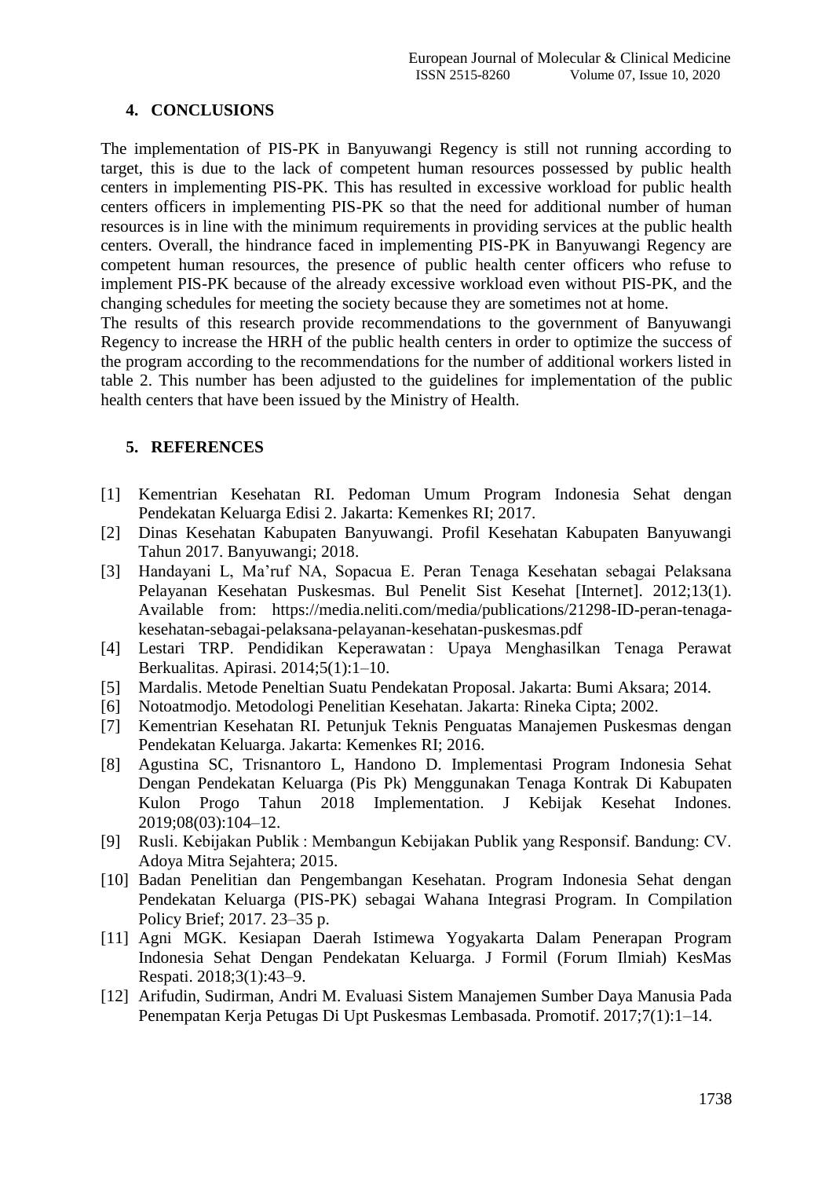## 4. CONCLUSIONS

The implementation of PIS-PK in Banyuwangi Regency is still not running according to target, this is due to the lack of competent human resources possessed by public health centers in implementing PIS-PK. This has resulted in excessive workload for public health centers officers in implementing PIS-PK so that the need for additional number of human resources is in line with the minimum requirements in providing services at the public health centers. Overall, the hindrance faced in implementing PIS-PK in Banyuwangi Regency are competent human resources, the presence of public health center officers who refuse to implement PIS-PK because of the already excessive workload even without PIS-PK, and the changing schedules for meeting the society because they are sometimes not at home.

The results of this research provide recommendations to the government of Banyuwangi Regency to increase the HRH of the public health centers in order to optimize the success of the program according to the recommendations for the number of additional workers listed in table 2. This number has been adjusted to the guidelines for implementation of the public health centers that have been issued by the Ministry of Health.

## 5. REFERENCES

[1] Kementrian Kesehatan RI. Pedoman Umum Program Indonesia Sehat dengan Pendekatan Keluarga Edisi 2. Jakarta: Kemenkes RI; 2017.

[2] Dinas Kesehatan Kabupaten Banyuwangi. Profil Kesehatan Kabupaten Banyuwangi Tahun 2017. Banyuwangi; 2018.

[3] Handayani L, Ma'ruf NA, Sopacua E. Peran Tenaga Kesehatan sebagai Pelaksana Pelayanan Kesehatan Puskesmas. Bul Penelit Sist Kesehat [Internet]. 2012;13(1). Available from: https://media.neliti.com/media/publications/21298-ID-peran-tenaga-kesehatan-sebagai-pelaksana-pelayanan-kesehatan-puskesmas.pdf

[4] Lestari TRP. Pendidikan Keperawatan : Upaya Menghasilkan Tenaga Perawat Berkualitas. Apirasi. 2014;5(1):1–10.

[5] Mardalis. Metode Peneltian Suatu Pendekatan Proposal. Jakarta: Bumi Aksara; 2014.

[6] Notoatmodjo. Metodologi Penelitian Kesehatan. Jakarta: Rineka Cipta; 2002.

[7] Kementrian Kesehatan RI. Petunjuk Teknis Penguatas Manajemen Puskesmas dengan Pendekatan Keluarga. Jakarta: Kemenkes RI; 2016.

[8] Agustina SC, Trisnantoro L, Handono D. Implementasi Program Indonesia Sehat Dengan Pendekatan Keluarga (Pis Pk) Menggunakan Tenaga Kontrak Di Kabupaten Kulon Progo Tahun 2018 Implementation. J Kebijak Kesehat Indones. 2019;08(03):104–12.

[9] Rusli. Kebijakan Publik : Membangun Kebijakan Publik yang Responsif. Bandung: CV. Adoya Mitra Sejahtera; 2015.

[10] Badan Penelitian dan Pengembangan Kesehatan. Program Indonesia Sehat dengan Pendekatan Keluarga (PIS-PK) sebagai Wahana Integrasi Program. In Compilation Policy Brief; 2017. 23–35 p.

[11] Agni MGK. Kesiapan Daerah Istimewa Yogyakarta Dalam Penerapan Program Indonesia Sehat Dengan Pendekatan Keluarga. J Formil (Forum Ilmiah) KesMas Respati. 2018;3(1):43–9.

[12] Arifudin, Sudirman, Andri M. Evaluasi Sistem Manajemen Sumber Daya Manusia Pada Penempatan Kerja Petugas Di Upt Puskesmas Lembasada. Promotif. 2017;7(1):1–14.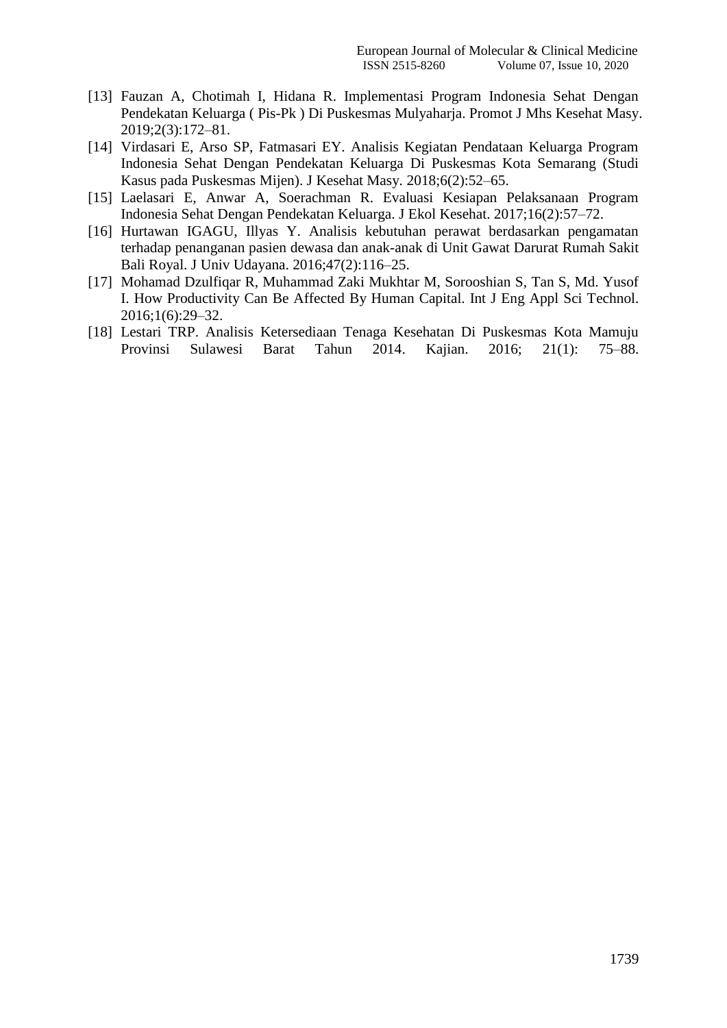[13] Fauzan A, Chotimah I, Hidana R. Implementasi Program Indonesia Sehat Dengan Pendekatan Keluarga ( Pis-Pk ) Di Puskesmas Mulyaharja. Promot J Mhs Kesehat Masy. 2019;2(3):172–81.

[14] Virdasari E, Arso SP, Fatmasari EY. Analisis Kegiatan Pendataan Keluarga Program Indonesia Sehat Dengan Pendekatan Keluarga Di Puskesmas Kota Semarang (Studi Kasus pada Puskesmas Mijen). J Kesehat Masy. 2018;6(2):52–65.

[15] Laelasari E, Anwar A, Soerachman R. Evaluasi Kesiapan Pelaksanaan Program Indonesia Sehat Dengan Pendekatan Keluarga. J Ekol Kesehat. 2017;16(2):57–72.

[16] Hurtawan IGAGU, Illyas Y. Analisis kebutuhan perawat berdasarkan pengamatan terhadap penanganan pasien dewasa dan anak-anak di Unit Gawat Darurat Rumah Sakit Bali Royal. J Univ Udayana. 2016;47(2):116–25.

[17] Mohamad Dzulfiqar R, Muhammad Zaki Mukhtar M, Sorooshian S, Tan S, Md. Yusof I. How Productivity Can Be Affected By Human Capital. Int J Eng Appl Sci Technol. 2016;1(6):29–32.

[18] Lestari TRP. Analisis Ketersediaan Tenaga Kesehatan Di Puskesmas Kota Mamuju Provinsi Sulawesi Barat Tahun 2014. Kajian. 2016; 21(1): 75–88.